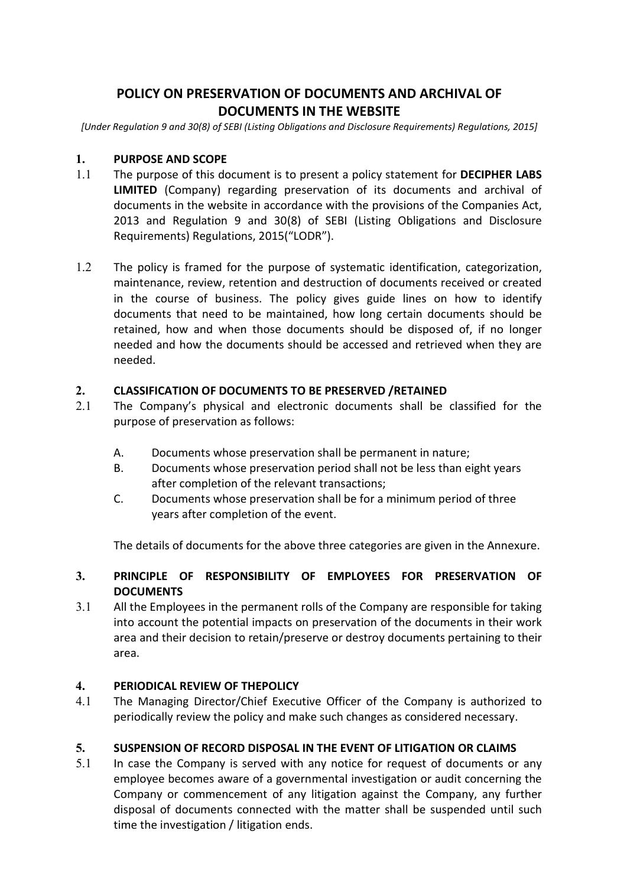# POLICY ON PRESERVATION OF DOCUMENTS AND ARCHIVAL OF DOCUMENTS IN THE WEBSITE

*[Under Regulation 9 and 30(8) of SEBI (Listing Obligations and Disclosure Requirements) Regulations, 2015]*

## 1. PURPOSE AND SCOPE

1.1 The purpose of this document is to present a policy statement for **DECIPHER LABS LIMITED** (Company) regarding preservation of its documents and archival of documents in the website in accordance with the provisions of the Companies Act, 2013 and Regulation 9 and 30(8) of SEBI (Listing Obligations and Disclosure Requirements) Regulations, 2015("LODR").

1.2 The policy is framed for the purpose of systematic identification, categorization, maintenance, review, retention and destruction of documents received or created in the course of business. The policy gives guide lines on how to identify documents that need to be maintained, how long certain documents should be retained, how and when those documents should be disposed of, if no longer needed and how the documents should be accessed and retrieved when they are needed.

## 2. CLASSIFICATION OF DOCUMENTS TO BE PRESERVED /RETAINED

2.1 The Company's physical and electronic documents shall be classified for the purpose of preservation as follows:

A. Documents whose preservation shall be permanent in nature;

B. Documents whose preservation period shall not be less than eight years after completion of the relevant transactions;

C. Documents whose preservation shall be for a minimum period of three years after completion of the event.

The details of documents for the above three categories are given in the Annexure.

## 3. PRINCIPLE OF RESPONSIBILITY OF EMPLOYEES FOR PRESERVATION OF DOCUMENTS

3.1 All the Employees in the permanent rolls of the Company are responsible for taking into account the potential impacts on preservation of the documents in their work area and their decision to retain/preserve or destroy documents pertaining to their area.

## 4. PERIODICAL REVIEW OF THEPOLICY

4.1 The Managing Director/Chief Executive Officer of the Company is authorized to periodically review the policy and make such changes as considered necessary.

## 5. SUSPENSION OF RECORD DISPOSAL IN THE EVENT OF LITIGATION OR CLAIMS

5.1 In case the Company is served with any notice for request of documents or any employee becomes aware of a governmental investigation or audit concerning the Company or commencement of any litigation against the Company, any further disposal of documents connected with the matter shall be suspended until such time the investigation / litigation ends.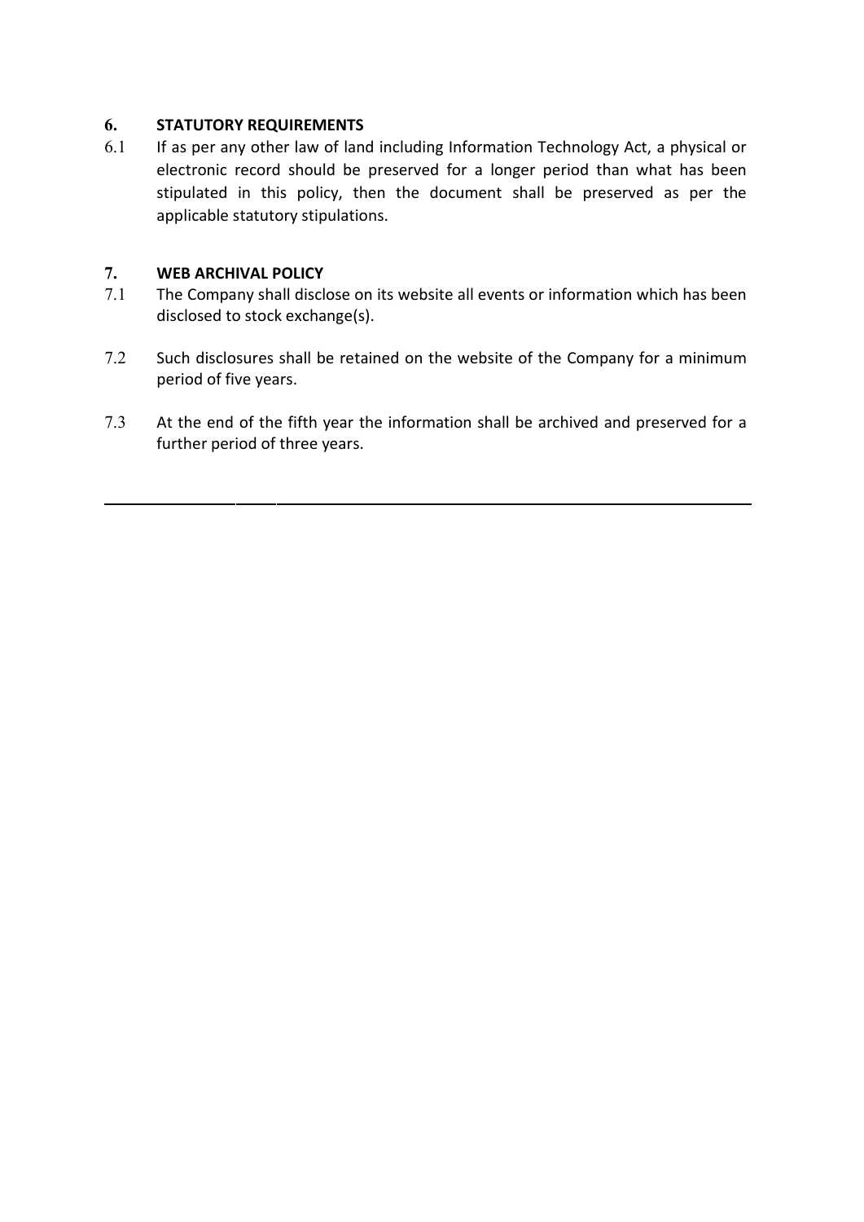## 6. STATUTORY REQUIREMENTS

6.1 If as per any other law of land including Information Technology Act, a physical or electronic record should be preserved for a longer period than what has been stipulated in this policy, then the document shall be preserved as per the applicable statutory stipulations.

## 7. WEB ARCHIVAL POLICY

7.1 The Company shall disclose on its website all events or information which has been disclosed to stock exchange(s).

7.2 Such disclosures shall be retained on the website of the Company for a minimum period of five years.

7.3 At the end of the fifth year the information shall be archived and preserved for a further period of three years.

---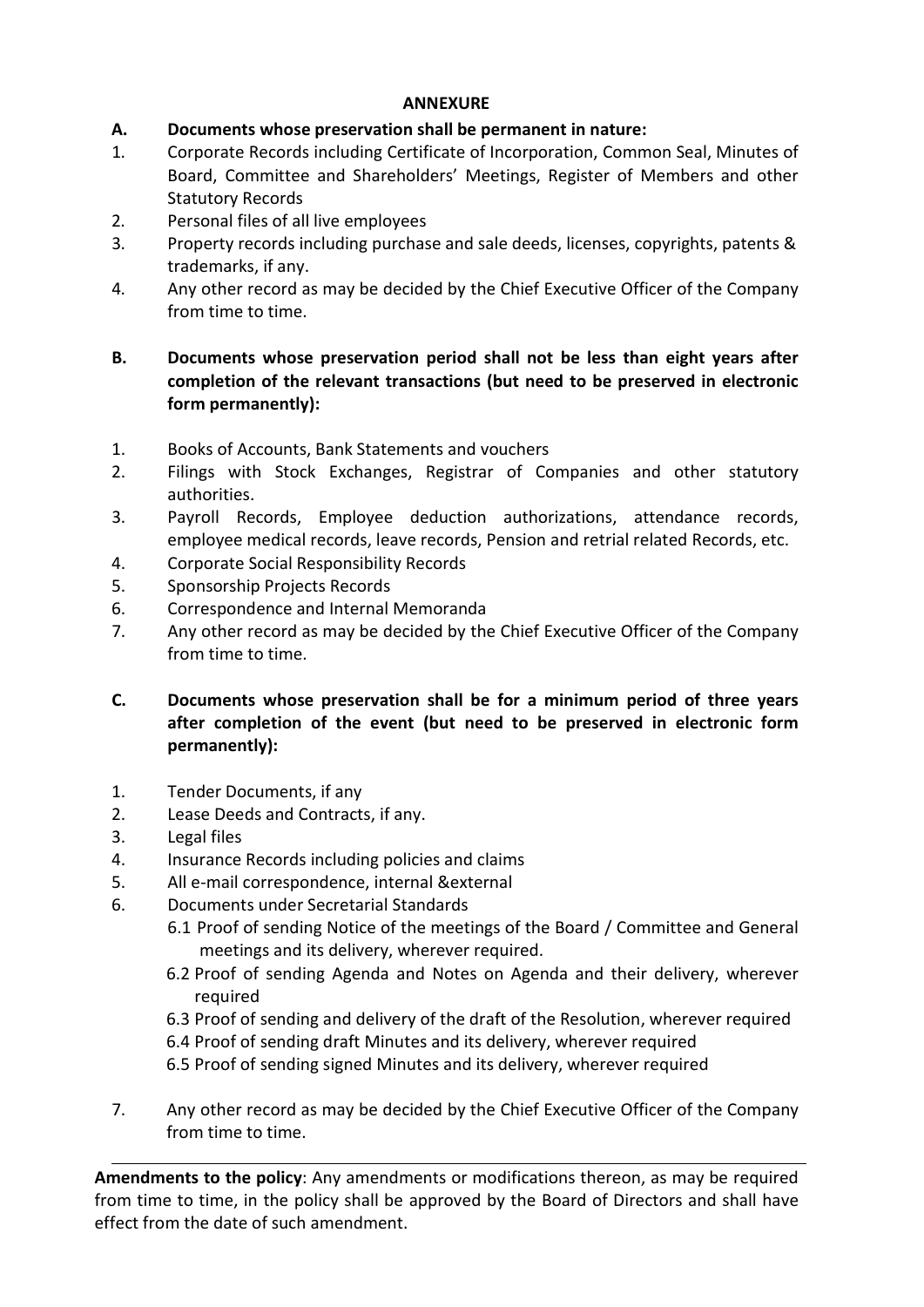## ANNEXURE

**A. Documents whose preservation shall be permanent in nature:**

1. Corporate Records including Certificate of Incorporation, Common Seal, Minutes of Board, Committee and Shareholders' Meetings, Register of Members and other Statutory Records
2. Personal files of all live employees
3. Property records including purchase and sale deeds, licenses, copyrights, patents & trademarks, if any.
4. Any other record as may be decided by the Chief Executive Officer of the Company from time to time.

**B. Documents whose preservation period shall not be less than eight years after completion of the relevant transactions (but need to be preserved in electronic form permanently):**

1. Books of Accounts, Bank Statements and vouchers
2. Filings with Stock Exchanges, Registrar of Companies and other statutory authorities.
3. Payroll Records, Employee deduction authorizations, attendance records, employee medical records, leave records, Pension and retrial related Records, etc.
4. Corporate Social Responsibility Records
5. Sponsorship Projects Records
6. Correspondence and Internal Memoranda
7. Any other record as may be decided by the Chief Executive Officer of the Company from time to time.

**C. Documents whose preservation shall be for a minimum period of three years after completion of the event (but need to be preserved in electronic form permanently):**

1. Tender Documents, if any
2. Lease Deeds and Contracts, if any.
3. Legal files
4. Insurance Records including policies and claims
5. All e-mail correspondence, internal &external
6. Documents under Secretarial Standards
   - 6.1 Proof of sending Notice of the meetings of the Board / Committee and General meetings and its delivery, wherever required.
   - 6.2 Proof of sending Agenda and Notes on Agenda and their delivery, wherever required
   - 6.3 Proof of sending and delivery of the draft of the Resolution, wherever required
   - 6.4 Proof of sending draft Minutes and its delivery, wherever required
   - 6.5 Proof of sending signed Minutes and its delivery, wherever required
7. Any other record as may be decided by the Chief Executive Officer of the Company from time to time.

---

**Amendments to the policy**: Any amendments or modifications thereon, as may be required from time to time, in the policy shall be approved by the Board of Directors and shall have effect from the date of such amendment.